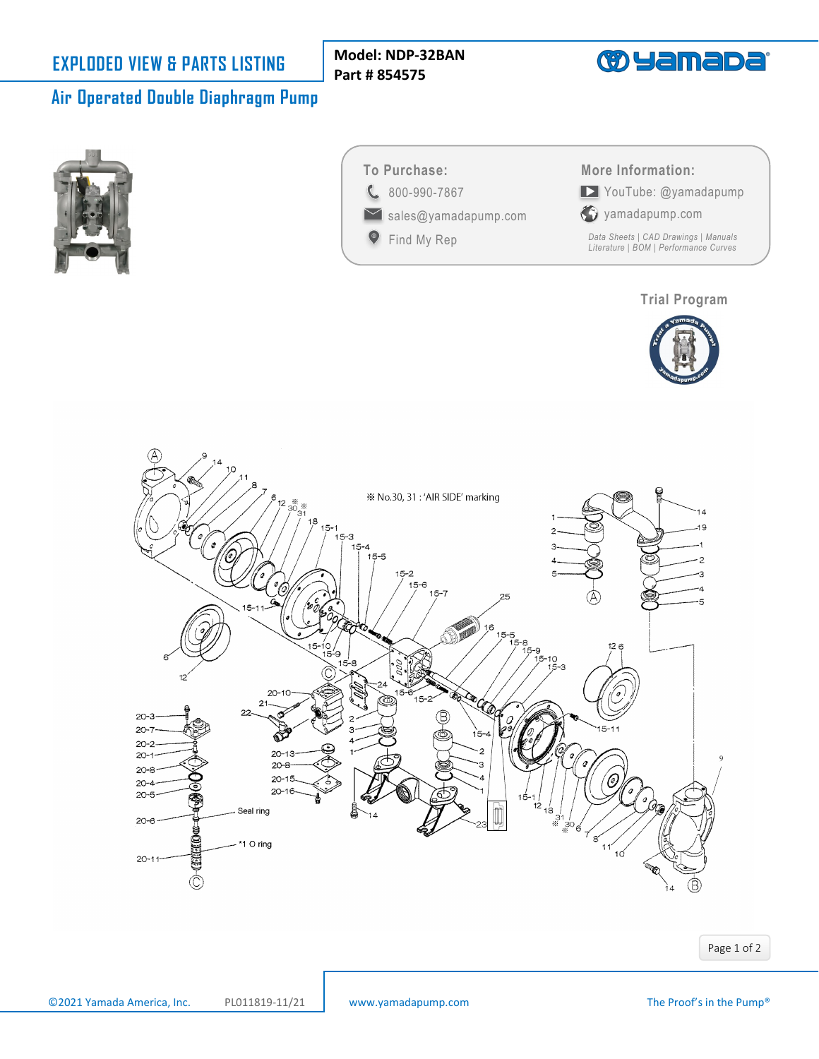# EXPLODED VIEW & PARTS LISTING

## Air Operated Double Diaphragm Pump

**Model: NDP-32BAN**
**Part # 854575**

yamaDa

**To Purchase:**

- 800-990-7867
- sales@yamadapump.com
- Find My Rep

**More Information:**

- YouTube: @yamadapump
- yamadapump.com

*Data Sheets | CAD Drawings | Manuals Literature | BOM | Performance Curves*

**Trial Program**

※ No.30, 31 : 'AIR SIDE' marking

Seal ring

*1 O ring

©2021 Yamada America, Inc. PL011819-11/21 www.yamadapump.com The Proof's in the Pump®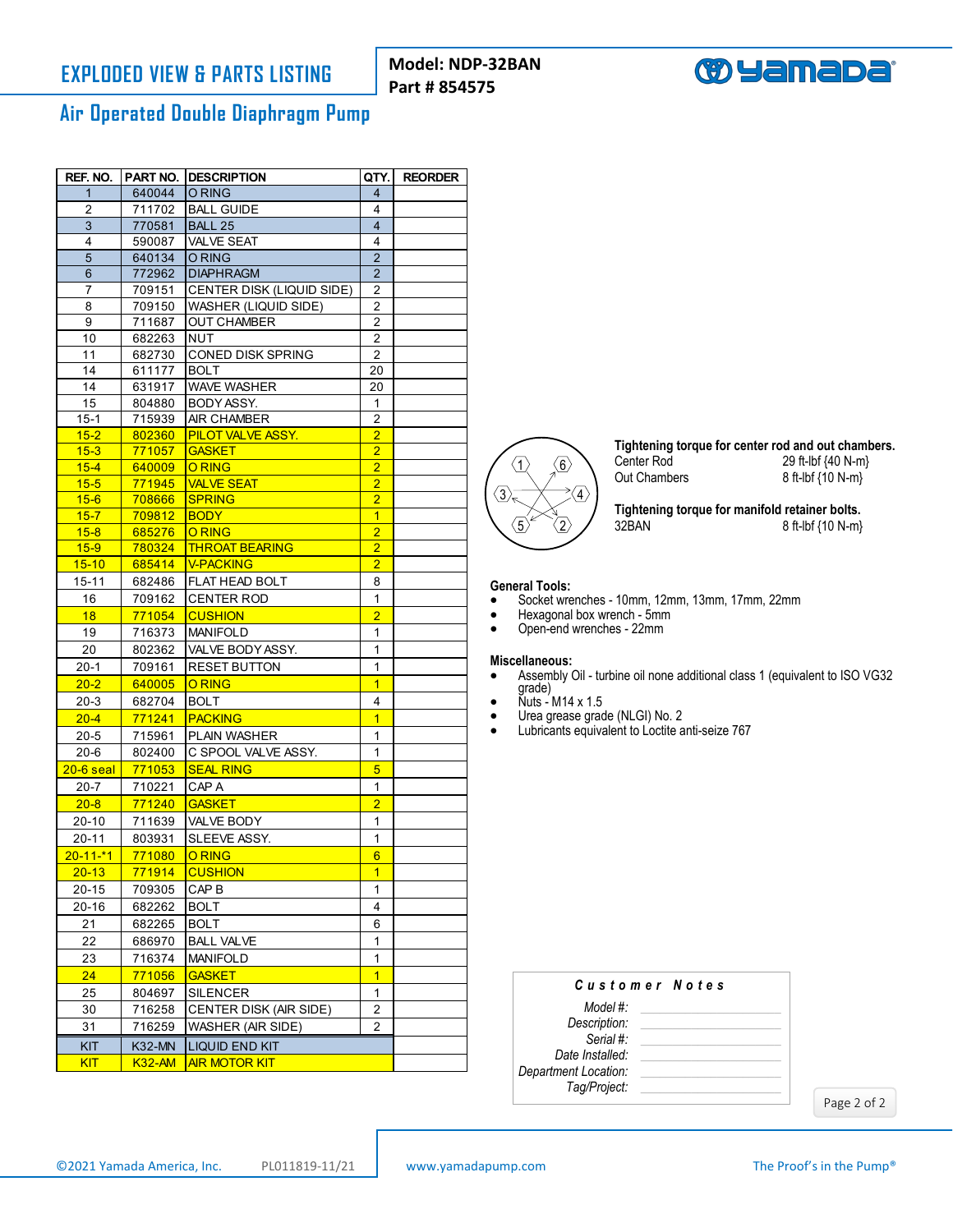# EXPLODED VIEW & PARTS LISTING

**Model: NDP-32BAN**
**Part # 854575**

## Air Operated Double Diaphragm Pump

| REF. NO. | PART NO. | DESCRIPTION | QTY. | REORDER |
|---|---|---|---|---|
| 1 | 640044 | O RING | 4 | |
| 2 | 711702 | BALL GUIDE | 4 | |
| 3 | 770581 | BALL 25 | 4 | |
| 4 | 590087 | VALVE SEAT | 4 | |
| 5 | 640134 | O RING | 2 | |
| 6 | 772962 | DIAPHRAGM | 2 | |
| 7 | 709151 | CENTER DISK (LIQUID SIDE) | 2 | |
| 8 | 709150 | WASHER (LIQUID SIDE) | 2 | |
| 9 | 711687 | OUT CHAMBER | 2 | |
| 10 | 682263 | NUT | 2 | |
| 11 | 682730 | CONED DISK SPRING | 2 | |
| 14 | 611177 | BOLT | 20 | |
| 14 | 631917 | WAVE WASHER | 20 | |
| 15 | 804880 | BODY ASSY. | 1 | |
| 15-1 | 715939 | AIR CHAMBER | 2 | |
| 15-2 | 802360 | PILOT VALVE ASSY. | 2 | |
| 15-3 | 771057 | GASKET | 2 | |
| 15-4 | 640009 | O RING | 2 | |
| 15-5 | 771945 | VALVE SEAT | 2 | |
| 15-6 | 708666 | SPRING | 2 | |
| 15-7 | 709812 | BODY | 1 | |
| 15-8 | 685276 | O RING | 2 | |
| 15-9 | 780324 | THROAT BEARING | 2 | |
| 15-10 | 685414 | V-PACKING | 2 | |
| 15-11 | 682486 | FLAT HEAD BOLT | 8 | |
| 16 | 709162 | CENTER ROD | 1 | |
| 18 | 771054 | CUSHION | 2 | |
| 19 | 716373 | MANIFOLD | 1 | |
| 20 | 802362 | VALVE BODY ASSY. | 1 | |
| 20-1 | 709161 | RESET BUTTON | 1 | |
| 20-2 | 640005 | O RING | 1 | |
| 20-3 | 682704 | BOLT | 4 | |
| 20-4 | 771241 | PACKING | 1 | |
| 20-5 | 715961 | PLAIN WASHER | 1 | |
| 20-6 | 802400 | C SPOOL VALVE ASSY. | 1 | |
| 20-6 seal | 771053 | SEAL RING | 5 | |
| 20-7 | 710221 | CAP A | 1 | |
| 20-8 | 771240 | GASKET | 2 | |
| 20-10 | 711639 | VALVE BODY | 1 | |
| 20-11 | 803931 | SLEEVE ASSY. | 1 | |
| 20-11-*1 | 771080 | O RING | 6 | |
| 20-13 | 771914 | CUSHION | 1 | |
| 20-15 | 709305 | CAP B | 1 | |
| 20-16 | 682262 | BOLT | 4 | |
| 21 | 682265 | BOLT | 6 | |
| 22 | 686970 | BALL VALVE | 1 | |
| 23 | 716374 | MANIFOLD | 1 | |
| 24 | 771056 | GASKET | 1 | |
| 25 | 804697 | SILENCER | 1 | |
| 30 | 716258 | CENTER DISK (AIR SIDE) | 2 | |
| 31 | 716259 | WASHER (AIR SIDE) | 2 | |
| KIT | K32-MN | LIQUID END KIT | | |
| KIT | K32-AM | AIR MOTOR KIT | | |

1 6 3 4 5 2

**Tightening torque for center rod and out chambers.**

| | |
|---|---|
| Center Rod | 29 ft-lbf {40 N-m} |
| Out Chambers | 8 ft-lbf {10 N-m} |

**Tightening torque for manifold retainer bolts.**

| | |
|---|---|
| 32BAN | 8 ft-lbf {10 N-m} |

**General Tools:**

- Socket wrenches - 10mm, 12mm, 13mm, 17mm, 22mm
- Hexagonal box wrench - 5mm
- Open-end wrenches - 22mm

**Miscellaneous:**

- Assembly Oil - turbine oil none additional class 1 (equivalent to ISO VG32 grade)
- Nuts - M14 x 1.5
- Urea grease grade (NLGI) No. 2
- Lubricants equivalent to Loctite anti-seize 767

**Customer Notes**

*Model #:* ____________

*Description:* ____________

*Serial #:* ____________

*Date Installed:* ____________

*Department Location:* ____________

*Tag/Project:* ____________

©2021 Yamada America, Inc. PL011819-11/21 www.yamadapump.com The Proof's in the Pump®